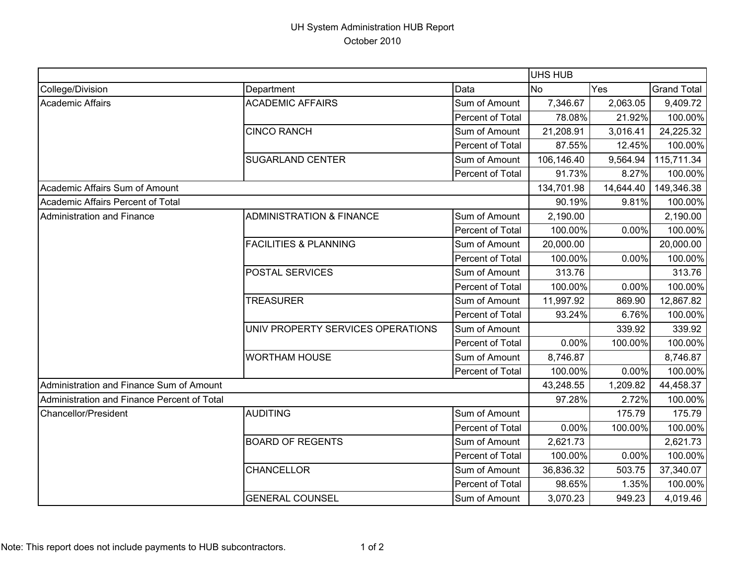# UH System Administration HUB Report

October 2010

| | | | UHS HUB | | |
|---|---|---|---|---|---|
| College/Division | Department | Data | No | Yes | Grand Total |
| Academic Affairs | ACADEMIC AFFAIRS | Sum of Amount | 7,346.67 | 2,063.05 | 9,409.72 |
| | | Percent of Total | 78.08% | 21.92% | 100.00% |
| | CINCO RANCH | Sum of Amount | 21,208.91 | 3,016.41 | 24,225.32 |
| | | Percent of Total | 87.55% | 12.45% | 100.00% |
| | SUGARLAND CENTER | Sum of Amount | 106,146.40 | 9,564.94 | 115,711.34 |
| | | Percent of Total | 91.73% | 8.27% | 100.00% |
| Academic Affairs Sum of Amount | | | 134,701.98 | 14,644.40 | 149,346.38 |
| Academic Affairs Percent of Total | | | 90.19% | 9.81% | 100.00% |
| Administration and Finance | ADMINISTRATION & FINANCE | Sum of Amount | 2,190.00 | | 2,190.00 |
| | | Percent of Total | 100.00% | 0.00% | 100.00% |
| | FACILITIES & PLANNING | Sum of Amount | 20,000.00 | | 20,000.00 |
| | | Percent of Total | 100.00% | 0.00% | 100.00% |
| | POSTAL SERVICES | Sum of Amount | 313.76 | | 313.76 |
| | | Percent of Total | 100.00% | 0.00% | 100.00% |
| | TREASURER | Sum of Amount | 11,997.92 | 869.90 | 12,867.82 |
| | | Percent of Total | 93.24% | 6.76% | 100.00% |
| | UNIV PROPERTY SERVICES OPERATIONS | Sum of Amount | | 339.92 | 339.92 |
| | | Percent of Total | 0.00% | 100.00% | 100.00% |
| | WORTHAM HOUSE | Sum of Amount | 8,746.87 | | 8,746.87 |
| | | Percent of Total | 100.00% | 0.00% | 100.00% |
| Administration and Finance Sum of Amount | | | 43,248.55 | 1,209.82 | 44,458.37 |
| Administration and Finance Percent of Total | | | 97.28% | 2.72% | 100.00% |
| Chancellor/President | AUDITING | Sum of Amount | | 175.79 | 175.79 |
| | | Percent of Total | 0.00% | 100.00% | 100.00% |
| | BOARD OF REGENTS | Sum of Amount | 2,621.73 | | 2,621.73 |
| | | Percent of Total | 100.00% | 0.00% | 100.00% |
| | CHANCELLOR | Sum of Amount | 36,836.32 | 503.75 | 37,340.07 |
| | | Percent of Total | 98.65% | 1.35% | 100.00% |
| | GENERAL COUNSEL | Sum of Amount | 3,070.23 | 949.23 | 4,019.46 |

Note: This report does not include payments to HUB subcontractors.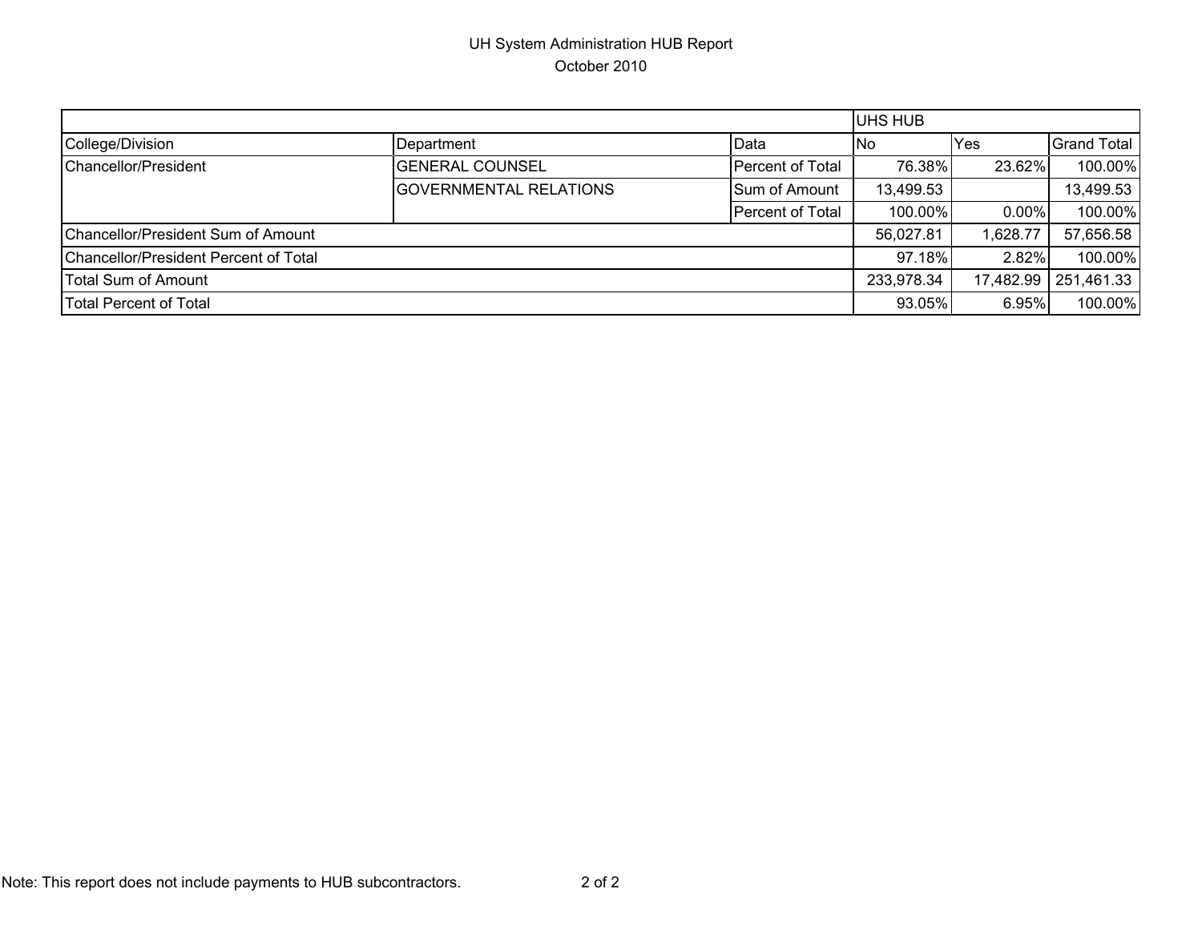UH System Administration HUB Report
October 2010

| | | | UHS HUB | | |
|---|---|---|---|---|---|
| College/Division | Department | Data | No | Yes | Grand Total |
| Chancellor/President | GENERAL COUNSEL | Percent of Total | 76.38% | 23.62% | 100.00% |
| | GOVERNMENTAL RELATIONS | Sum of Amount | 13,499.53 | | 13,499.53 |
| | | Percent of Total | 100.00% | 0.00% | 100.00% |
| Chancellor/President Sum of Amount | | | 56,027.81 | 1,628.77 | 57,656.58 |
| Chancellor/President Percent of Total | | | 97.18% | 2.82% | 100.00% |
| Total Sum of Amount | | | 233,978.34 | 17,482.99 | 251,461.33 |
| Total Percent of Total | | | 93.05% | 6.95% | 100.00% |

Note: This report does not include payments to HUB subcontractors.